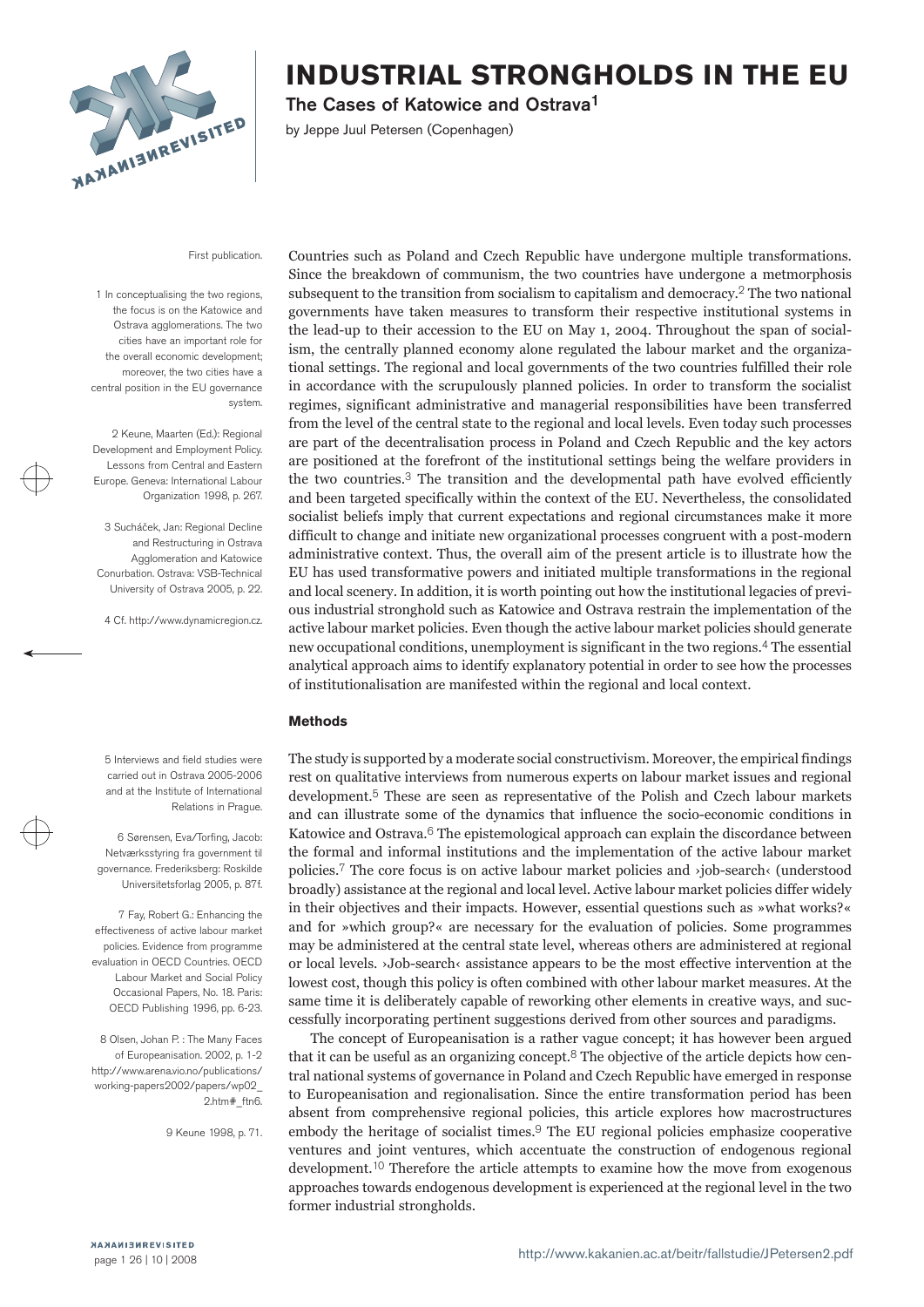# INDUSTRIAL STRONGHOLDS IN THE EU

## The Cases of Katowice and Ostrava[1]

by Jeppe Juul Petersen (Copenhagen)

First publication.

Countries such as Poland and Czech Republic have undergone multiple transformations. Since the breakdown of communism, the two countries have undergone a metmorphosis subsequent to the transition from socialism to capitalism and democracy.[2] The two national governments have taken measures to transform their respective institutional systems in the lead-up to their accession to the EU on May 1, 2004. Throughout the span of socialism, the centrally planned economy alone regulated the labour market and the organizational settings. The regional and local governments of the two countries fulfilled their role in accordance with the scrupulously planned policies. In order to transform the socialist regimes, significant administrative and managerial responsibilities have been transferred from the level of the central state to the regional and local levels. Even today such processes are part of the decentralisation process in Poland and Czech Republic and the key actors are positioned at the forefront of the institutional settings being the welfare providers in the two countries.[3] The transition and the developmental path have evolved efficiently and been targeted specifically within the context of the EU. Nevertheless, the consolidated socialist beliefs imply that current expectations and regional circumstances make it more difficult to change and initiate new organizational processes congruent with a post-modern administrative context. Thus, the overall aim of the present article is to illustrate how the EU has used transformative powers and initiated multiple transformations in the regional and local scenery. In addition, it is worth pointing out how the institutional legacies of previous industrial stronghold such as Katowice and Ostrava restrain the implementation of the active labour market policies. Even though the active labour market policies should generate new occupational conditions, unemployment is significant in the two regions.[4] The essential analytical approach aims to identify explanatory potential in order to see how the processes of institutionalisation are manifested within the regional and local context.

### Methods

The study is supported by a moderate social constructivism. Moreover, the empirical findings rest on qualitative interviews from numerous experts on labour market issues and regional development.[5] These are seen as representative of the Polish and Czech labour markets and can illustrate some of the dynamics that influence the socio-economic conditions in Katowice and Ostrava.[6] The epistemological approach can explain the discordance between the formal and informal institutions and the implementation of the active labour market policies.[7] The core focus is on active labour market policies and ›job-search‹ (understood broadly) assistance at the regional and local level. Active labour market policies differ widely in their objectives and their impacts. However, essential questions such as »what works?« and for »which group?« are necessary for the evaluation of policies. Some programmes may be administered at the central state level, whereas others are administered at regional or local levels. ›Job-search‹ assistance appears to be the most effective intervention at the lowest cost, though this policy is often combined with other labour market measures. At the same time it is deliberately capable of reworking other elements in creative ways, and successfully incorporating pertinent suggestions derived from other sources and paradigms.

The concept of Europeanisation is a rather vague concept; it has however been argued that it can be useful as an organizing concept.[8] The objective of the article depicts how central national systems of governance in Poland and Czech Republic have emerged in response to Europeanisation and regionalisation. Since the entire transformation period has been absent from comprehensive regional policies, this article explores how macrostructures embody the heritage of socialist times.[9] The EU regional policies emphasize cooperative ventures and joint ventures, which accentuate the construction of endogenous regional development.[10] Therefore the article attempts to examine how the move from exogenous approaches towards endogenous development is experienced at the regional level in the two former industrial strongholds.

---

1 In conceptualising the two regions, the focus is on the Katowice and Ostrava agglomerations. The two cities have an important role for the overall economic development; moreover, the two cities have a central position in the EU governance system.

2 Keune, Maarten (Ed.): Regional Development and Employment Policy. Lessons from Central and Eastern Europe. Geneva: International Labour Organization 1998, p. 267.

3 Sucháček, Jan: Regional Decline and Restructuring in Ostrava Agglomeration and Katowice Conurbation. Ostrava: VSB-Technical University of Ostrava 2005, p. 22.

4 Cf. http://www.dynamicregion.cz.

5 Interviews and field studies were carried out in Ostrava 2005-2006 and at the Institute of International Relations in Prague.

6 Sørensen, Eva/Torfing, Jacob: Netværksstyring fra government til governance. Frederiksberg: Roskilde Universitetsforlag 2005, p. 87f.

7 Fay, Robert G.: Enhancing the effectiveness of active labour market policies. Evidence from programme evaluation in OECD Countries. OECD Labour Market and Social Policy Occasional Papers, No. 18. Paris: OECD Publishing 1996, pp. 6-23.

8 Olsen, Johan P. : The Many Faces of Europeanisation. 2002, p. 1-2 http://www.arena.uio.no/publications/working-papers2002/papers/wp02_2.htm#_ftn6.

9 Keune 1998, p. 71.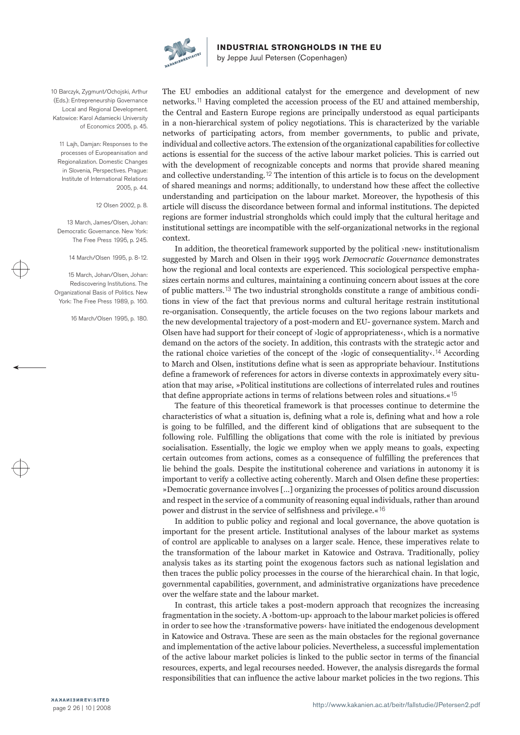The EU embodies an additional catalyst for the emergence and development of new networks.[11] Having completed the accession process of the EU and attained membership, the Central and Eastern Europe regions are principally understood as equal participants in a non-hierarchical system of policy negotiations. This is characterized by the variable networks of participating actors, from member governments, to public and private, individual and collective actors. The extension of the organizational capabilities for collective actions is essential for the success of the active labour market policies. This is carried out with the development of recognizable concepts and norms that provide shared meaning and collective understanding.[12] The intention of this article is to focus on the development of shared meanings and norms; additionally, to understand how these affect the collective understanding and participation on the labour market. Moreover, the hypothesis of this article will discuss the discordance between formal and informal institutions. The depicted regions are former industrial strongholds which could imply that the cultural heritage and institutional settings are incompatible with the self-organizational networks in the regional context.

In addition, the theoretical framework supported by the political ›new‹ institutionalism suggested by March and Olsen in their 1995 work *Democratic Governance* demonstrates how the regional and local contexts are experienced. This sociological perspective emphasizes certain norms and cultures, maintaining a continuing concern about issues at the core of public matters.[13] The two industrial strongholds constitute a range of ambitious conditions in view of the fact that previous norms and cultural heritage restrain institutional re-organisation. Consequently, the article focuses on the two regions labour markets and the new developmental trajectory of a post-modern and EU- governance system. March and Olsen have had support for their concept of ›logic of appropriateness‹, which is a normative demand on the actors of the society. In addition, this contrasts with the strategic actor and the rational choice varieties of the concept of the ›logic of consequentiality‹.[14] According to March and Olsen, institutions define what is seen as appropriate behaviour. Institutions define a framework of references for actors in diverse contexts in approximately every situation that may arise, »Political institutions are collections of interrelated rules and routines that define appropriate actions in terms of relations between roles and situations.«[15]

The feature of this theoretical framework is that processes continue to determine the characteristics of what a situation is, defining what a role is, defining what and how a role is going to be fulfilled, and the different kind of obligations that are subsequent to the following role. Fulfilling the obligations that come with the role is initiated by previous socialisation. Essentially, the logic we employ when we apply means to goals, expecting certain outcomes from actions, comes as a consequence of fulfilling the preferences that lie behind the goals. Despite the institutional coherence and variations in autonomy it is important to verify a collective acting coherently. March and Olsen define these properties: »Democratic governance involves [...] organizing the processes of politics around discussion and respect in the service of a community of reasoning equal individuals, rather than around power and distrust in the service of selfishness and privilege.«[16]

In addition to public policy and regional and local governance, the above quotation is important for the present article. Institutional analyses of the labour market as systems of control are applicable to analyses on a larger scale. Hence, these imperatives relate to the transformation of the labour market in Katowice and Ostrava. Traditionally, policy analysis takes as its starting point the exogenous factors such as national legislation and then traces the public policy processes in the course of the hierarchical chain. In that logic, governmental capabilities, government, and administrative organizations have precedence over the welfare state and the labour market.

In contrast, this article takes a post-modern approach that recognizes the increasing fragmentation in the society. A ›bottom-up‹ approach to the labour market policies is offered in order to see how the ›transformative powers‹ have initiated the endogenous development in Katowice and Ostrava. These are seen as the main obstacles for the regional governance and implementation of the active labour policies. Nevertheless, a successful implementation of the active labour market policies is linked to the public sector in terms of the financial resources, experts, and legal recourses needed. However, the analysis disregards the formal responsibilities that can influence the active labour market policies in the two regions. This

---

10 Barczyk, Zygmunt/Ochojski, Arthur (Eds.): Entrepreneurship Governance Local and Regional Development. Katowice: Karol Adamiecki University of Economics 2005, p. 45.

11 Lajh, Damjan: Responses to the processes of Europeanisation and Regionalization. Domestic Changes in Slovenia, Perspectives. Prague: Institute of International Relations 2005, p. 44.

12 Olsen 2002, p. 8.

13 March, James/Olsen, Johan: Democratic Governance. New York: The Free Press 1995, p. 245.

14 March/Olsen 1995, p. 8-12.

15 March, Johan/Olsen, Johan: Rediscovering Institutions. The Organizational Basis of Politics. New York: The Free Press 1989, p. 160.

16 March/Olsen 1995, p. 180.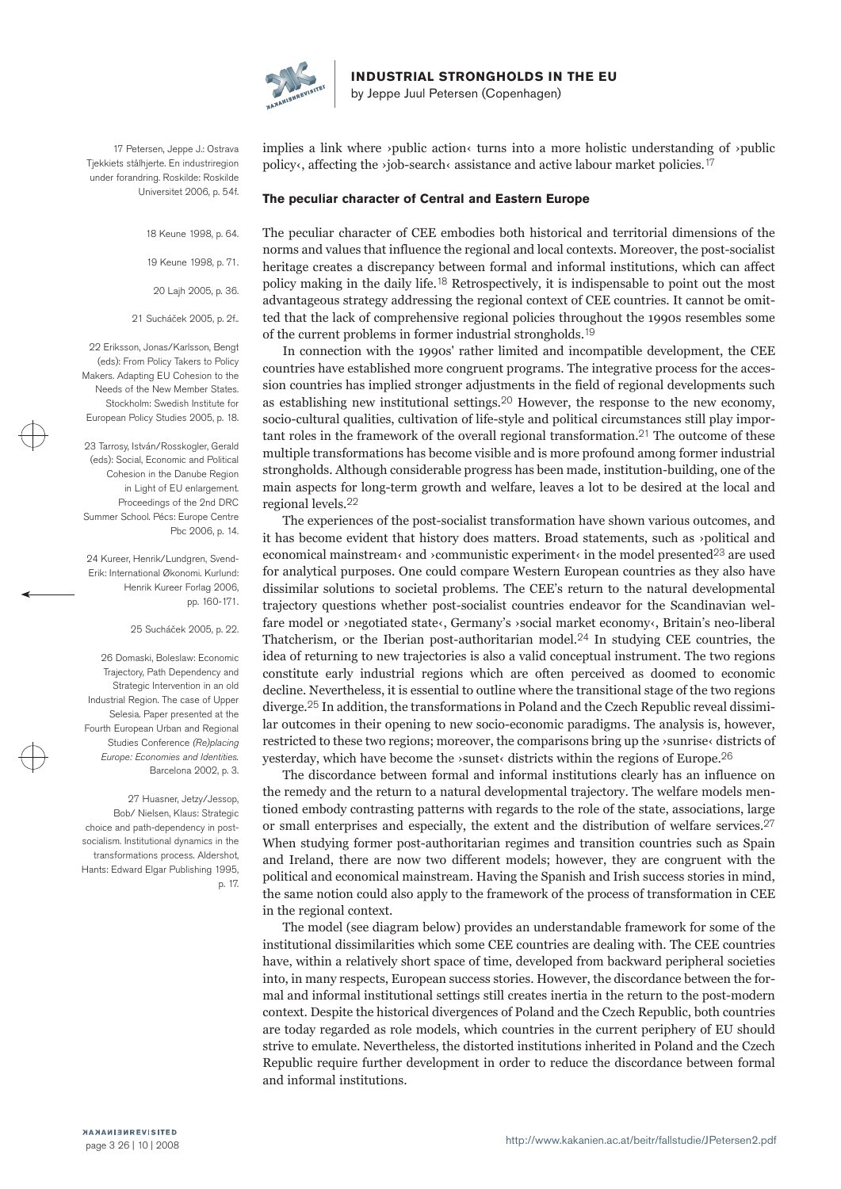implies a link where ›public action‹ turns into a more holistic understanding of ›public policy‹, affecting the ›job-search‹ assistance and active labour market policies.[17]

## The peculiar character of Central and Eastern Europe

The peculiar character of CEE embodies both historical and territorial dimensions of the norms and values that influence the regional and local contexts. Moreover, the post-socialist heritage creates a discrepancy between formal and informal institutions, which can affect policy making in the daily life.[18] Retrospectively, it is indispensable to point out the most advantageous strategy addressing the regional context of CEE countries. It cannot be omitted that the lack of comprehensive regional policies throughout the 1990s resembles some of the current problems in former industrial strongholds.[19]

In connection with the 1990s' rather limited and incompatible development, the CEE countries have established more congruent programs. The integrative process for the accession countries has implied stronger adjustments in the field of regional developments such as establishing new institutional settings.[20] However, the response to the new economy, socio-cultural qualities, cultivation of life-style and political circumstances still play important roles in the framework of the overall regional transformation.[21] The outcome of these multiple transformations has become visible and is more profound among former industrial strongholds. Although considerable progress has been made, institution-building, one of the main aspects for long-term growth and welfare, leaves a lot to be desired at the local and regional levels.[22]

The experiences of the post-socialist transformation have shown various outcomes, and it has become evident that history does matters. Broad statements, such as ›political and economical mainstream‹ and ›communistic experiment‹ in the model presented[23] are used for analytical purposes. One could compare Western European countries as they also have dissimilar solutions to societal problems. The CEE's return to the natural developmental trajectory questions whether post-socialist countries endeavor for the Scandinavian welfare model or ›negotiated state‹, Germany's ›social market economy‹, Britain's neo-liberal Thatcherism, or the Iberian post-authoritarian model.[24] In studying CEE countries, the idea of returning to new trajectories is also a valid conceptual instrument. The two regions constitute early industrial regions which are often perceived as doomed to economic decline. Nevertheless, it is essential to outline where the transitional stage of the two regions diverge.[25] In addition, the transformations in Poland and the Czech Republic reveal dissimilar outcomes in their opening to new socio-economic paradigms. The analysis is, however, restricted to these two regions; moreover, the comparisons bring up the ›sunrise‹ districts of yesterday, which have become the ›sunset‹ districts within the regions of Europe.[26]

The discordance between formal and informal institutions clearly has an influence on the remedy and the return to a natural developmental trajectory. The welfare models mentioned embody contrasting patterns with regards to the role of the state, associations, large or small enterprises and especially, the extent and the distribution of welfare services.[27] When studying former post-authoritarian regimes and transition countries such as Spain and Ireland, there are now two different models; however, they are congruent with the political and economical mainstream. Having the Spanish and Irish success stories in mind, the same notion could also apply to the framework of the process of transformation in CEE in the regional context.

The model (see diagram below) provides an understandable framework for some of the institutional dissimilarities which some CEE countries are dealing with. The CEE countries have, within a relatively short space of time, developed from backward peripheral societies into, in many respects, European success stories. However, the discordance between the formal and informal institutional settings still creates inertia in the return to the post-modern context. Despite the historical divergences of Poland and the Czech Republic, both countries are today regarded as role models, which countries in the current periphery of EU should strive to emulate. Nevertheless, the distorted institutions inherited in Poland and the Czech Republic require further development in order to reduce the discordance between formal and informal institutions.

---

17 Petersen, Jeppe J.: Ostrava Tjekkiets stålhjerte. En industriregion under forandring. Roskilde: Roskilde Universitet 2006, p. 54f.

18 Keune 1998, p. 64.

19 Keune 1998, p. 71.

20 Lajh 2005, p. 36.

21 Sucháček 2005, p. 2f..

22 Eriksson, Jonas/Karlsson, Bengt (eds): From Policy Takers to Policy Makers. Adapting EU Cohesion to the Needs of the New Member States. Stockholm: Swedish Institute for European Policy Studies 2005, p. 18.

23 Tarrosy, István/Rosskogler, Gerald (eds): Social, Economic and Political Cohesion in the Danube Region in Light of EU enlargement. Proceedings of the 2nd DRC Summer School. Pécs: Europe Centre Pbc 2006, p. 14.

24 Kureer, Henrik/Lundgren, Svend-Erik: International Økonomi. Kurlund: Henrik Kureer Forlag 2006, pp. 160-171.

25 Sucháček 2005, p. 22.

26 Domaski, Boleslaw: Economic Trajectory, Path Dependency and Strategic Intervention in an old Industrial Region. The case of Upper Selesia. Paper presented at the Fourth European Urban and Regional Studies Conference *(Re)placing Europe: Economies and Identities*. Barcelona 2002, p. 3.

27 Huasner, Jetzy/Jessop, Bob/ Nielsen, Klaus: Strategic choice and path-dependency in post-socialism. Institutional dynamics in the transformations process. Aldershot, Hants: Edward Elgar Publishing 1995, p. 17.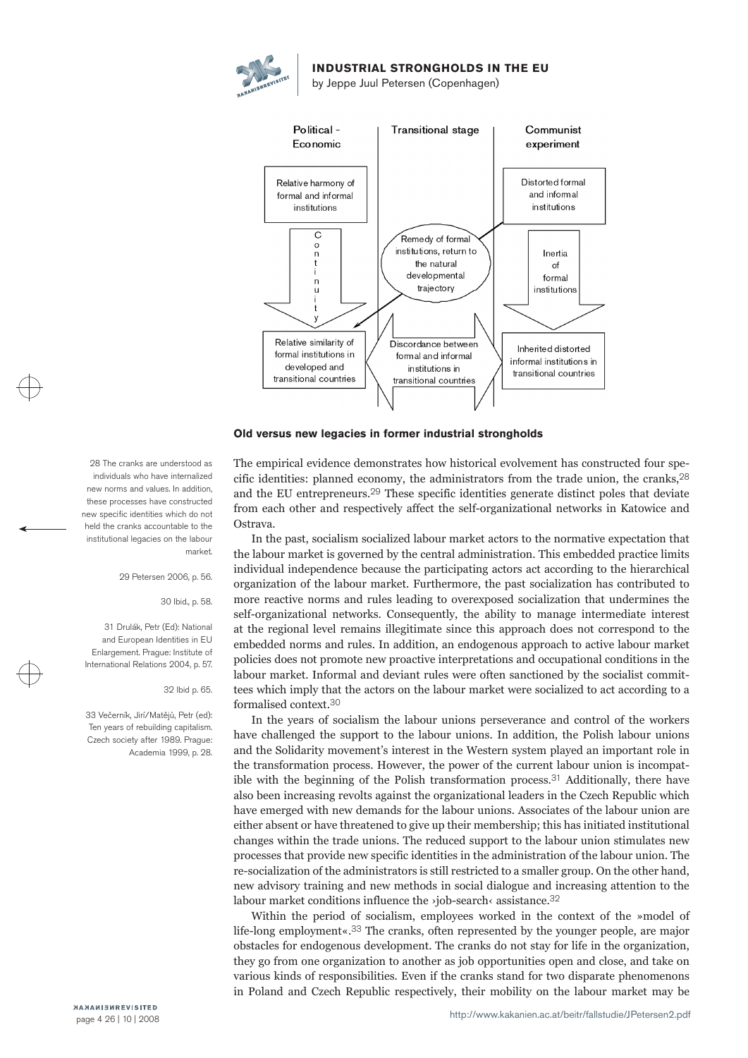Political - Economic | Transitional stage | Communist experiment

Relative harmony of formal and informal institutions

Continuity

Relative similarity of formal institutions in developed and transitional countries

Remedy of formal institutions, return to the natural developmental trajectory

Discordance between formal and informal institutions in transitional countries

Distorted formal and informal institutions

Inertia of formal institutions

Inherited distorted informal institutions in transitional countries

### Old versus new legacies in former industrial strongholds

The empirical evidence demonstrates how historical evolvement has constructed four specific identities: planned economy, the administrators from the trade union, the cranks,[28] and the EU entrepreneurs.[29] These specific identities generate distinct poles that deviate from each other and respectively affect the self-organizational networks in Katowice and Ostrava.

In the past, socialism socialized labour market actors to the normative expectation that the labour market is governed by the central administration. This embedded practice limits individual independence because the participating actors act according to the hierarchical organization of the labour market. Furthermore, the past socialization has contributed to more reactive norms and rules leading to overexposed socialization that undermines the self-organizational networks. Consequently, the ability to manage intermediate interest at the regional level remains illegitimate since this approach does not correspond to the embedded norms and rules. In addition, an endogenous approach to active labour market policies does not promote new proactive interpretations and occupational conditions in the labour market. Informal and deviant rules were often sanctioned by the socialist committees which imply that the actors on the labour market were socialized to act according to a formalised context.[30]

In the years of socialism the labour unions perseverance and control of the workers have challenged the support to the labour unions. In addition, the Polish labour unions and the Solidarity movement's interest in the Western system played an important role in the transformation process. However, the power of the current labour union is incompatible with the beginning of the Polish transformation process.[31] Additionally, there have also been increasing revolts against the organizational leaders in the Czech Republic which have emerged with new demands for the labour unions. Associates of the labour union are either absent or have threatened to give up their membership; this has initiated institutional changes within the trade unions. The reduced support to the labour union stimulates new processes that provide new specific identities in the administration of the labour union. The re-socialization of the administrators is still restricted to a smaller group. On the other hand, new advisory training and new methods in social dialogue and increasing attention to the labour market conditions influence the ›job-search‹ assistance.[32]

Within the period of socialism, employees worked in the context of the »model of life-long employment«.[33] The cranks, often represented by the younger people, are major obstacles for endogenous development. The cranks do not stay for life in the organization, they go from one organization to another as job opportunities open and close, and take on various kinds of responsibilities. Even if the cranks stand for two disparate phenomenons in Poland and Czech Republic respectively, their mobility on the labour market may be

---

28 The cranks are understood as individuals who have internalized new norms and values. In addition, these processes have constructed new specific identities which do not held the cranks accountable to the institutional legacies on the labour market.

29 Petersen 2006, p. 56.

30 Ibid., p. 58.

31 Drulák, Petr (Ed): National and European Identities in EU Enlargement. Prague: Institute of International Relations 2004, p. 57.

32 Ibid p. 65.

33 Večerník, Jirí/Matějů, Petr (ed): Ten years of rebuilding capitalism. Czech society after 1989. Prague: Academia 1999, p. 28.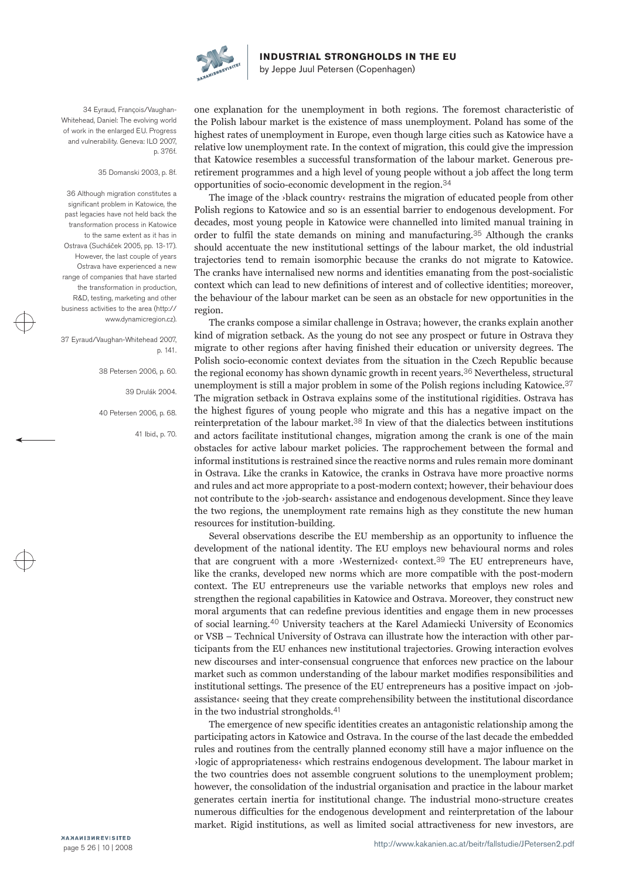one explanation for the unemployment in both regions. The foremost characteristic of the Polish labour market is the existence of mass unemployment. Poland has some of the highest rates of unemployment in Europe, even though large cities such as Katowice have a relative low unemployment rate. In the context of migration, this could give the impression that Katowice resembles a successful transformation of the labour market. Generous pre-retirement programmes and a high level of young people without a job affect the long term opportunities of socio-economic development in the region.[34]

The image of the ›black country‹ restrains the migration of educated people from other Polish regions to Katowice and so is an essential barrier to endogenous development. For decades, most young people in Katowice were channelled into limited manual training in order to fulfil the state demands on mining and manufacturing.[35] Although the cranks should accentuate the new institutional settings of the labour market, the old industrial trajectories tend to remain isomorphic because the cranks do not migrate to Katowice. The cranks have internalised new norms and identities emanating from the post-socialistic context which can lead to new definitions of interest and of collective identities; moreover, the behaviour of the labour market can be seen as an obstacle for new opportunities in the region.

The cranks compose a similar challenge in Ostrava; however, the cranks explain another kind of migration setback. As the young do not see any prospect or future in Ostrava they migrate to other regions after having finished their education or university degrees. The Polish socio-economic context deviates from the situation in the Czech Republic because the regional economy has shown dynamic growth in recent years.[36] Nevertheless, structural unemployment is still a major problem in some of the Polish regions including Katowice.[37] The migration setback in Ostrava explains some of the institutional rigidities. Ostrava has the highest figures of young people who migrate and this has a negative impact on the reinterpretation of the labour market.[38] In view of that the dialectics between institutions and actors facilitate institutional changes, migration among the crank is one of the main obstacles for active labour market policies. The rapprochement between the formal and informal institutions is restrained since the reactive norms and rules remain more dominant in Ostrava. Like the cranks in Katowice, the cranks in Ostrava have more proactive norms and rules and act more appropriate to a post-modern context; however, their behaviour does not contribute to the ›job-search‹ assistance and endogenous development. Since they leave the two regions, the unemployment rate remains high as they constitute the new human resources for institution-building.

Several observations describe the EU membership as an opportunity to influence the development of the national identity. The EU employs new behavioural norms and roles that are congruent with a more ›Westernized‹ context.[39] The EU entrepreneurs have, like the cranks, developed new norms which are more compatible with the post-modern context. The EU entrepreneurs use the variable networks that employs new roles and strengthen the regional capabilities in Katowice and Ostrava. Moreover, they construct new moral arguments that can redefine previous identities and engage them in new processes of social learning.[40] University teachers at the Karel Adamiecki University of Economics or VSB – Technical University of Ostrava can illustrate how the interaction with other participants from the EU enhances new institutional trajectories. Growing interaction evolves new discourses and inter-consensual congruence that enforces new practice on the labour market such as common understanding of the labour market modifies responsibilities and institutional settings. The presence of the EU entrepreneurs has a positive impact on ›job-assistance‹ seeing that they create comprehensibility between the institutional discordance in the two industrial strongholds.[41]

The emergence of new specific identities creates an antagonistic relationship among the participating actors in Katowice and Ostrava. In the course of the last decade the embedded rules and routines from the centrally planned economy still have a major influence on the ›logic of appropriateness‹ which restrains endogenous development. The labour market in the two countries does not assemble congruent solutions to the unemployment problem; however, the consolidation of the industrial organisation and practice in the labour market generates certain inertia for institutional change. The industrial mono-structure creates numerous difficulties for the endogenous development and reinterpretation of the labour market. Rigid institutions, as well as limited social attractiveness for new investors, are

---

34 Eyraud, François/Vaughan-Whitehead, Daniel: The evolving world of work in the enlarged EU. Progress and vulnerability. Geneva: ILO 2007, p. 376f.

35 Domanski 2003, p. 8f.

36 Although migration constitutes a significant problem in Katowice, the past legacies have not held back the transformation process in Katowice to the same extent as it has in Ostrava (Sucháček 2005, pp. 13-17). However, the last couple of years Ostrava have experienced a new range of companies that have started the transformation in production, R&D, testing, marketing and other business activities to the area (http://www.dynamicregion.cz).

37 Eyraud/Vaughan-Whitehead 2007, p. 141.

38 Petersen 2006, p. 60.

39 Drulák 2004.

40 Petersen 2006, p. 68.

41 Ibid., p. 70.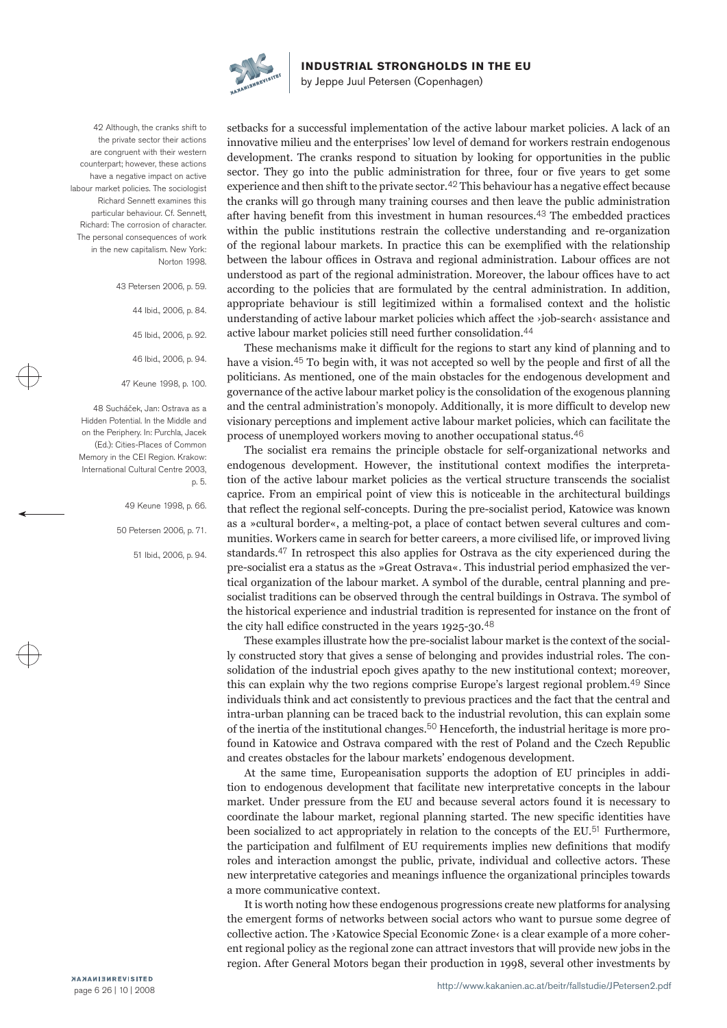setbacks for a successful implementation of the active labour market policies. A lack of an innovative milieu and the enterprises' low level of demand for workers restrain endogenous development. The cranks respond to situation by looking for opportunities in the public sector. They go into the public administration for three, four or five years to get some experience and then shift to the private sector.[42] This behaviour has a negative effect because the cranks will go through many training courses and then leave the public administration after having benefit from this investment in human resources.[43] The embedded practices within the public institutions restrain the collective understanding and re-organization of the regional labour markets. In practice this can be exemplified with the relationship between the labour offices in Ostrava and regional administration. Labour offices are not understood as part of the regional administration. Moreover, the labour offices have to act according to the policies that are formulated by the central administration. In addition, appropriate behaviour is still legitimized within a formalised context and the holistic understanding of active labour market policies which affect the ›job-search‹ assistance and active labour market policies still need further consolidation.[44]

These mechanisms make it difficult for the regions to start any kind of planning and to have a vision.[45] To begin with, it was not accepted so well by the people and first of all the politicians. As mentioned, one of the main obstacles for the endogenous development and governance of the active labour market policy is the consolidation of the exogenous planning and the central administration's monopoly. Additionally, it is more difficult to develop new visionary perceptions and implement active labour market policies, which can facilitate the process of unemployed workers moving to another occupational status.[46]

The socialist era remains the principle obstacle for self-organizational networks and endogenous development. However, the institutional context modifies the interpretation of the active labour market policies as the vertical structure transcends the socialist caprice. From an empirical point of view this is noticeable in the architectural buildings that reflect the regional self-concepts. During the pre-socialist period, Katowice was known as a »cultural border«, a melting-pot, a place of contact betwen several cultures and communities. Workers came in search for better careers, a more civilised life, or improved living standards.[47] In retrospect this also applies for Ostrava as the city experienced during the pre-socialist era a status as the »Great Ostrava«. This industrial period emphasized the vertical organization of the labour market. A symbol of the durable, central planning and pre-socialist traditions can be observed through the central buildings in Ostrava. The symbol of the historical experience and industrial tradition is represented for instance on the front of the city hall edifice constructed in the years 1925-30.[48]

These examples illustrate how the pre-socialist labour market is the context of the socially constructed story that gives a sense of belonging and provides industrial roles. The consolidation of the industrial epoch gives apathy to the new institutional context; moreover, this can explain why the two regions comprise Europe's largest regional problem.[49] Since individuals think and act consistently to previous practices and the fact that the central and intra-urban planning can be traced back to the industrial revolution, this can explain some of the inertia of the institutional changes.[50] Henceforth, the industrial heritage is more profound in Katowice and Ostrava compared with the rest of Poland and the Czech Republic and creates obstacles for the labour markets' endogenous development.

At the same time, Europeanisation supports the adoption of EU principles in addition to endogenous development that facilitate new interpretative concepts in the labour market. Under pressure from the EU and because several actors found it is necessary to coordinate the labour market, regional planning started. The new specific identities have been socialized to act appropriately in relation to the concepts of the EU.[51] Furthermore, the participation and fulfilment of EU requirements implies new definitions that modify roles and interaction amongst the public, private, individual and collective actors. These new interpretative categories and meanings influence the organizational principles towards a more communicative context.

It is worth noting how these endogenous progressions create new platforms for analysing the emergent forms of networks between social actors who want to pursue some degree of collective action. The ›Katowice Special Economic Zone‹ is a clear example of a more coherent regional policy as the regional zone can attract investors that will provide new jobs in the region. After General Motors began their production in 1998, several other investments by

---

42 Although, the cranks shift to the private sector their actions are congruent with their western counterpart; however, these actions have a negative impact on active labour market policies. The sociologist Richard Sennett examines this particular behaviour. Cf. Sennett, Richard: The corrosion of character. The personal consequences of work in the new capitalism. New York: Norton 1998.

43 Petersen 2006, p. 59.

44 Ibid., 2006, p. 84.

45 Ibid., 2006, p. 92.

46 Ibid., 2006, p. 94.

47 Keune 1998, p. 100.

48 Sucháček, Jan: Ostrava as a Hidden Potential. In the Middle and on the Periphery. In: Purchla, Jacek (Ed.): Cities-Places of Common Memory in the CEI Region. Krakow: International Cultural Centre 2003, p. 5.

49 Keune 1998, p. 66.

50 Petersen 2006, p. 71.

51 Ibid., 2006, p. 94.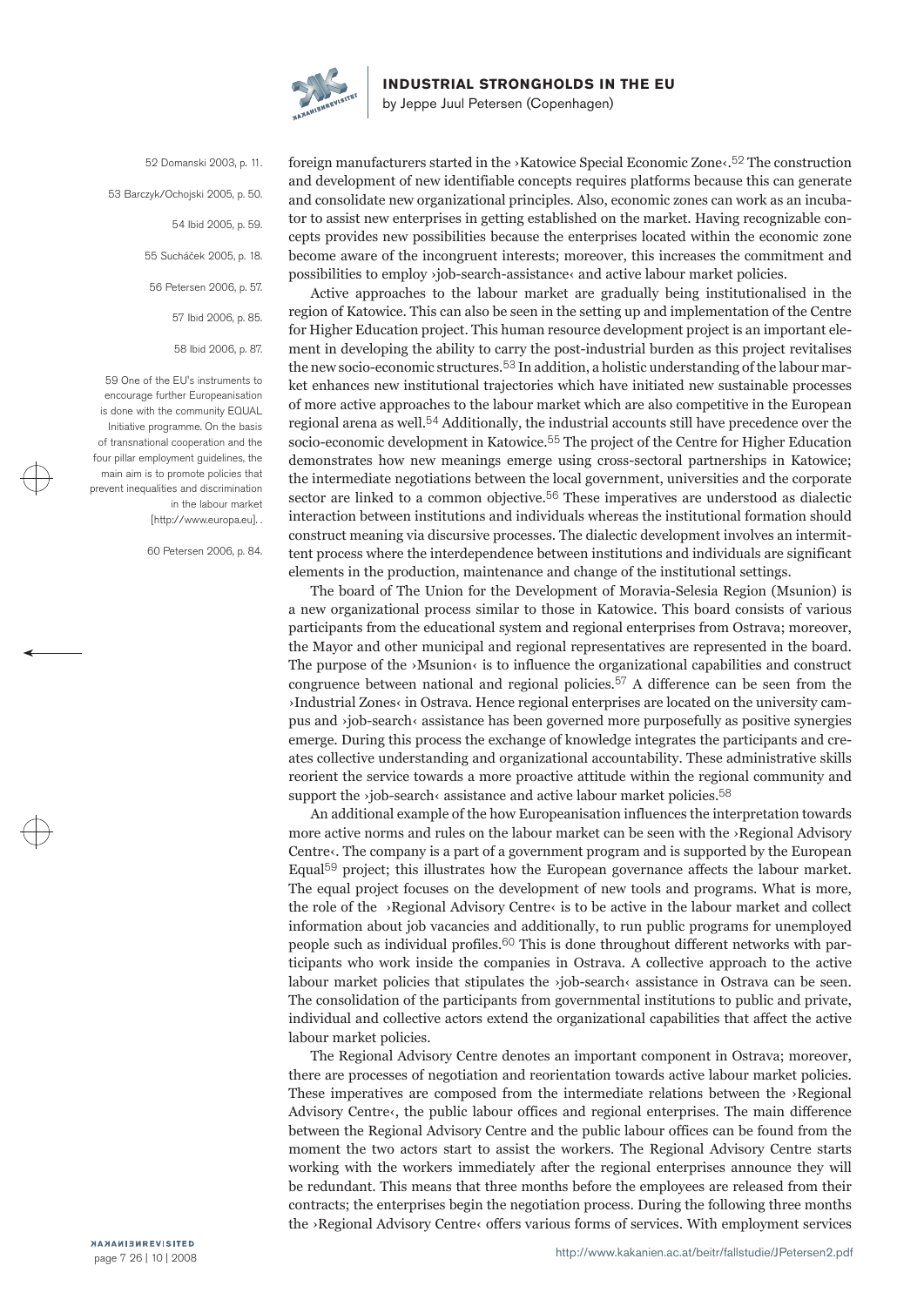foreign manufacturers started in the ›Katowice Special Economic Zone‹.[52] The construction and development of new identifiable concepts requires platforms because this can generate and consolidate new organizational principles. Also, economic zones can work as an incubator to assist new enterprises in getting established on the market. Having recognizable concepts provides new possibilities because the enterprises located within the economic zone become aware of the incongruent interests; moreover, this increases the commitment and possibilities to employ ›job-search-assistance‹ and active labour market policies.

Active approaches to the labour market are gradually being institutionalised in the region of Katowice. This can also be seen in the setting up and implementation of the Centre for Higher Education project. This human resource development project is an important element in developing the ability to carry the post-industrial burden as this project revitalises the new socio-economic structures.[53] In addition, a holistic understanding of the labour market enhances new institutional trajectories which have initiated new sustainable processes of more active approaches to the labour market which are also competitive in the European regional arena as well.[54] Additionally, the industrial accounts still have precedence over the socio-economic development in Katowice.[55] The project of the Centre for Higher Education demonstrates how new meanings emerge using cross-sectoral partnerships in Katowice; the intermediate negotiations between the local government, universities and the corporate sector are linked to a common objective.[56] These imperatives are understood as dialectic interaction between institutions and individuals whereas the institutional formation should construct meaning via discursive processes. The dialectic development involves an intermittent process where the interdependence between institutions and individuals are significant elements in the production, maintenance and change of the institutional settings.

The board of The Union for the Development of Moravia-Selesia Region (Msunion) is a new organizational process similar to those in Katowice. This board consists of various participants from the educational system and regional enterprises from Ostrava; moreover, the Mayor and other municipal and regional representatives are represented in the board. The purpose of the ›Msunion‹ is to influence the organizational capabilities and construct congruence between national and regional policies.[57] A difference can be seen from the ›Industrial Zones‹ in Ostrava. Hence regional enterprises are located on the university campus and ›job-search‹ assistance has been governed more purposefully as positive synergies emerge. During this process the exchange of knowledge integrates the participants and creates collective understanding and organizational accountability. These administrative skills reorient the service towards a more proactive attitude within the regional community and support the ›job-search‹ assistance and active labour market policies.[58]

An additional example of the how Europeanisation influences the interpretation towards more active norms and rules on the labour market can be seen with the ›Regional Advisory Centre‹. The company is a part of a government program and is supported by the European Equal[59] project; this illustrates how the European governance affects the labour market. The equal project focuses on the development of new tools and programs. What is more, the role of the ›Regional Advisory Centre‹ is to be active in the labour market and collect information about job vacancies and additionally, to run public programs for unemployed people such as individual profiles.[60] This is done throughout different networks with participants who work inside the companies in Ostrava. A collective approach to the active labour market policies that stipulates the ›job-search‹ assistance in Ostrava can be seen. The consolidation of the participants from governmental institutions to public and private, individual and collective actors extend the organizational capabilities that affect the active labour market policies.

The Regional Advisory Centre denotes an important component in Ostrava; moreover, there are processes of negotiation and reorientation towards active labour market policies. These imperatives are composed from the intermediate relations between the ›Regional Advisory Centre‹, the public labour offices and regional enterprises. The main difference between the Regional Advisory Centre and the public labour offices can be found from the moment the two actors start to assist the workers. The Regional Advisory Centre starts working with the workers immediately after the regional enterprises announce they will be redundant. This means that three months before the employees are released from their contracts; the enterprises begin the negotiation process. During the following three months the ›Regional Advisory Centre‹ offers various forms of services. With employment services

---

52 Domanski 2003, p. 11.

53 Barczyk/Ochojski 2005, p. 50.

54 Ibid 2005, p. 59.

55 Sucháček 2005, p. 18.

56 Petersen 2006, p. 57.

57 Ibid 2006, p. 85.

58 Ibid 2006, p. 87.

59 One of the EU's instruments to encourage further Europeanisation is done with the community EQUAL Initiative programme. On the basis of transnational cooperation and the four pillar employment guidelines, the main aim is to promote policies that prevent inequalities and discrimination in the labour market [http://www.europa.eu]. .

60 Petersen 2006, p. 84.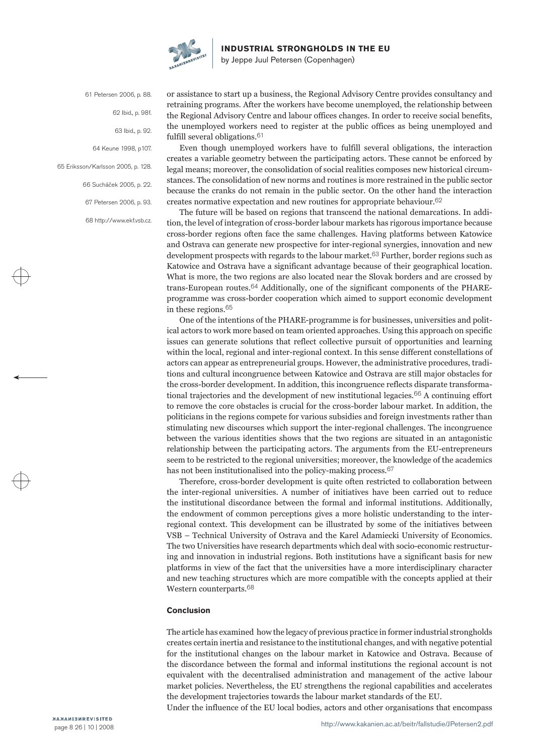or assistance to start up a business, the Regional Advisory Centre provides consultancy and retraining programs. After the workers have become unemployed, the relationship between the Regional Advisory Centre and labour offices changes. In order to receive social benefits, the unemployed workers need to register at the public offices as being unemployed and fulfill several obligations.[61]

Even though unemployed workers have to fulfill several obligations, the interaction creates a variable geometry between the participating actors. These cannot be enforced by legal means; moreover, the consolidation of social realities composes new historical circumstances. The consolidation of new norms and routines is more restrained in the public sector because the cranks do not remain in the public sector. On the other hand the interaction creates normative expectation and new routines for appropriate behaviour.[62]

The future will be based on regions that transcend the national demarcations. In addition, the level of integration of cross-border labour markets has rigorous importance because cross-border regions often face the same challenges. Having platforms between Katowice and Ostrava can generate new prospective for inter-regional synergies, innovation and new development prospects with regards to the labour market.[63] Further, border regions such as Katowice and Ostrava have a significant advantage because of their geographical location. What is more, the two regions are also located near the Slovak borders and are crossed by trans-European routes.[64] Additionally, one of the significant components of the PHARE-programme was cross-border cooperation which aimed to support economic development in these regions.[65]

One of the intentions of the PHARE-programme is for businesses, universities and political actors to work more based on team oriented approaches. Using this approach on specific issues can generate solutions that reflect collective pursuit of opportunities and learning within the local, regional and inter-regional context. In this sense different constellations of actors can appear as entrepreneurial groups. However, the administrative procedures, traditions and cultural incongruence between Katowice and Ostrava are still major obstacles for the cross-border development. In addition, this incongruence reflects disparate transformational trajectories and the development of new institutional legacies.[66] A continuing effort to remove the core obstacles is crucial for the cross-border labour market. In addition, the politicians in the regions compete for various subsidies and foreign investments rather than stimulating new discourses which support the inter-regional challenges. The incongruence between the various identities shows that the two regions are situated in an antagonistic relationship between the participating actors. The arguments from the EU-entrepreneurs seem to be restricted to the regional universities; moreover, the knowledge of the academics has not been institutionalised into the policy-making process.[67]

Therefore, cross-border development is quite often restricted to collaboration between the inter-regional universities. A number of initiatives have been carried out to reduce the institutional discordance between the formal and informal institutions. Additionally, the endowment of common perceptions gives a more holistic understanding to the inter-regional context. This development can be illustrated by some of the initiatives between VSB – Technical University of Ostrava and the Karel Adamiecki University of Economics. The two Universities have research departments which deal with socio-economic restructuring and innovation in industrial regions. Both institutions have a significant basis for new platforms in view of the fact that the universities have a more interdisciplinary character and new teaching structures which are more compatible with the concepts applied at their Western counterparts.[68]

61 Petersen 2006, p. 88.

62 Ibid., p. 98f.

63 Ibid., p. 92.

64 Keune 1998, p107.

65 Eriksson/Karlsson 2005, p. 128.

66 Sucháček 2005, p. 22.

67 Petersen 2006, p. 93.

68 http://www.ekf.vsb.cz.

#### Conclusion

The article has examined how the legacy of previous practice in former industrial strongholds creates certain inertia and resistance to the institutional changes, and with negative potential for the institutional changes on the labour market in Katowice and Ostrava. Because of the discordance between the formal and informal institutions the regional account is not equivalent with the decentralised administration and management of the active labour market policies. Nevertheless, the EU strengthens the regional capabilities and accelerates the development trajectories towards the labour market standards of the EU.

Under the influence of the EU local bodies, actors and other organisations that encompass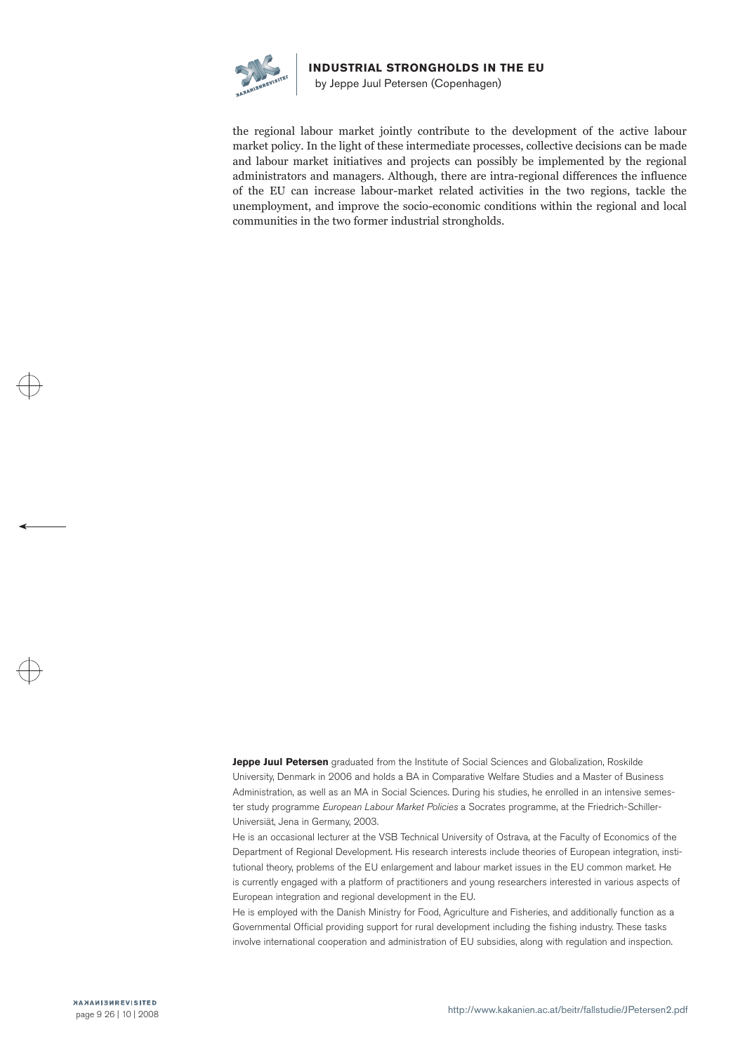the regional labour market jointly contribute to the development of the active labour market policy. In the light of these intermediate processes, collective decisions can be made and labour market initiatives and projects can possibly be implemented by the regional administrators and managers. Although, there are intra-regional differences the influence of the EU can increase labour-market related activities in the two regions, tackle the unemployment, and improve the socio-economic conditions within the regional and local communities in the two former industrial strongholds.

**Jeppe Juul Petersen** graduated from the Institute of Social Sciences and Globalization, Roskilde University, Denmark in 2006 and holds a BA in Comparative Welfare Studies and a Master of Business Administration, as well as an MA in Social Sciences. During his studies, he enrolled in an intensive semester study programme *European Labour Market Policies* a Socrates programme, at the Friedrich-Schiller-Universiät, Jena in Germany, 2003.

He is an occasional lecturer at the VSB Technical University of Ostrava, at the Faculty of Economics of the Department of Regional Development. His research interests include theories of European integration, institutional theory, problems of the EU enlargement and labour market issues in the EU common market. He is currently engaged with a platform of practitioners and young researchers interested in various aspects of European integration and regional development in the EU.

He is employed with the Danish Ministry for Food, Agriculture and Fisheries, and additionally function as a Governmental Official providing support for rural development including the fishing industry. These tasks involve international cooperation and administration of EU subsidies, along with regulation and inspection.